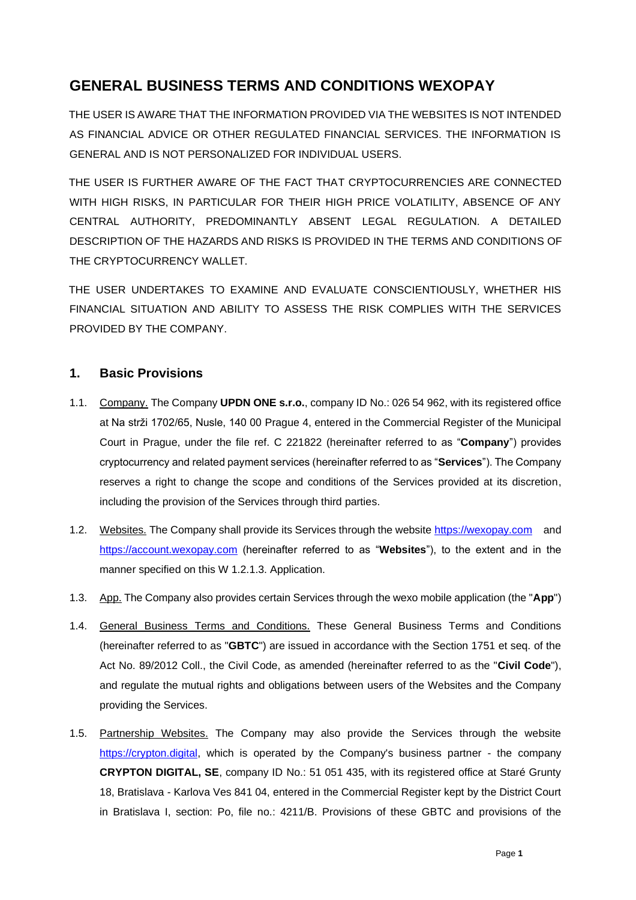# GENERAL BUSINESS TERMS AND CONDITIONS WEXOPAY

THE USER IS AWARE THAT THE INFORMATION PROVIDED VIA THE WEBSITES IS NOT INTENDED AS FINANCIAL ADVICE OR OTHER REGULATED FINANCIAL SERVICES. THE INFORMATION IS GENERAL AND IS NOT PERSONALIZED FOR INDIVIDUAL USERS.

THE USER IS FURTHER AWARE OF THE FACT THAT CRYPTOCURRENCIES ARE CONNECTED WITH HIGH RISKS, IN PARTICULAR FOR THEIR HIGH PRICE VOLATILITY, ABSENCE OF ANY CENTRAL AUTHORITY, PREDOMINANTLY ABSENT LEGAL REGULATION. A DETAILED DESCRIPTION OF THE HAZARDS AND RISKS IS PROVIDED IN THE TERMS AND CONDITIONS OF THE CRYPTOCURRENCY WALLET.

THE USER UNDERTAKES TO EXAMINE AND EVALUATE CONSCIENTIOUSLY, WHETHER HIS FINANCIAL SITUATION AND ABILITY TO ASSESS THE RISK COMPLIES WITH THE SERVICES PROVIDED BY THE COMPANY.

## 1. Basic Provisions

1.1. Company. The Company **UPDN ONE s.r.o.**, company ID No.: 026 54 962, with its registered office at Na strži 1702/65, Nusle, 140 00 Prague 4, entered in the Commercial Register of the Municipal Court in Prague, under the file ref. C 221822 (hereinafter referred to as "**Company**") provides cryptocurrency and related payment services (hereinafter referred to as "**Services**"). The Company reserves a right to change the scope and conditions of the Services provided at its discretion, including the provision of the Services through third parties.

1.2. Websites. The Company shall provide its Services through the website https://wexopay.com and https://account.wexopay.com (hereinafter referred to as "**Websites**"), to the extent and in the manner specified on this W 1.2.1.3. Application.

1.3. App. The Company also provides certain Services through the wexo mobile application (the "**App**")

1.4. General Business Terms and Conditions. These General Business Terms and Conditions (hereinafter referred to as "**GBTC**") are issued in accordance with the Section 1751 et seq. of the Act No. 89/2012 Coll., the Civil Code, as amended (hereinafter referred to as the "**Civil Code**"), and regulate the mutual rights and obligations between users of the Websites and the Company providing the Services.

1.5. Partnership Websites. The Company may also provide the Services through the website https://crypton.digital, which is operated by the Company's business partner - the company **CRYPTON DIGITAL, SE**, company ID No.: 51 051 435, with its registered office at Staré Grunty 18, Bratislava - Karlova Ves 841 04, entered in the Commercial Register kept by the District Court in Bratislava I, section: Po, file no.: 4211/B. Provisions of these GBTC and provisions of the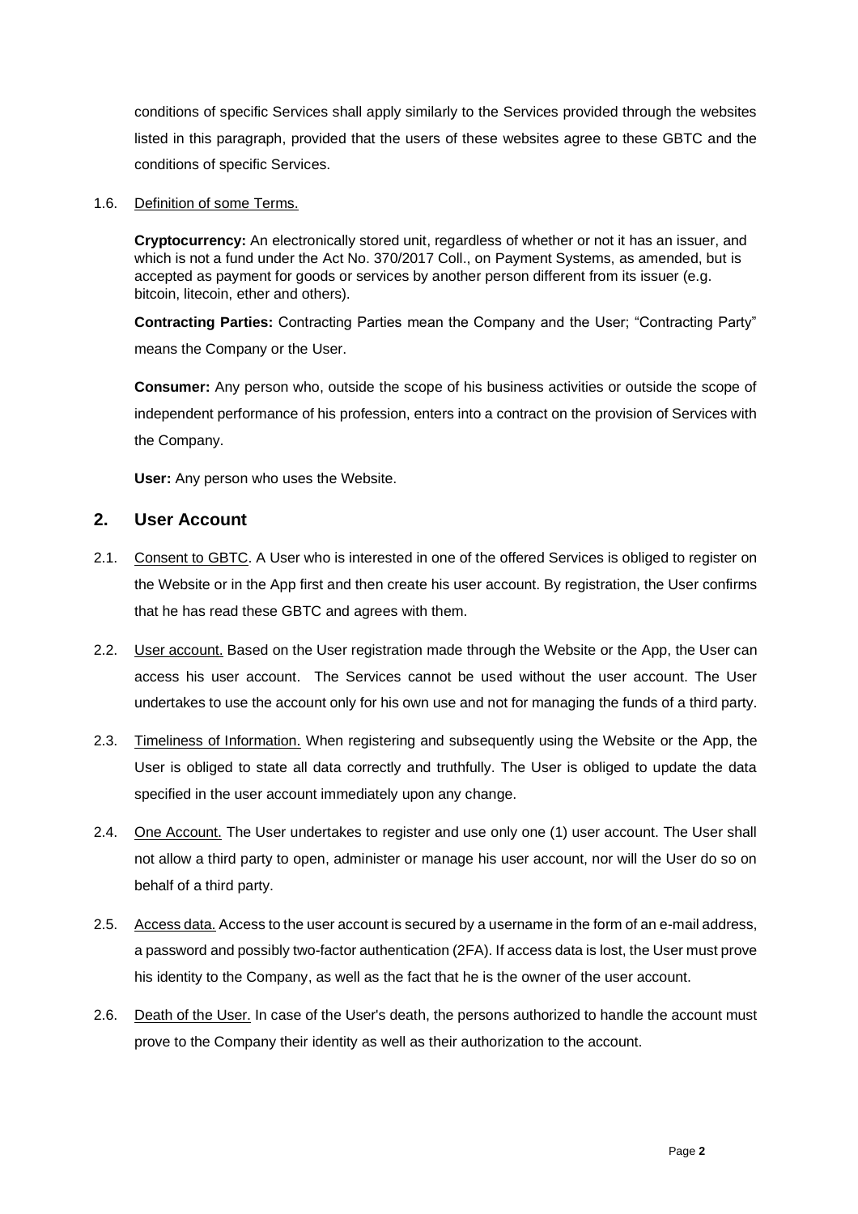conditions of specific Services shall apply similarly to the Services provided through the websites listed in this paragraph, provided that the users of these websites agree to these GBTC and the conditions of specific Services.

1.6. Definition of some Terms.

**Cryptocurrency:** An electronically stored unit, regardless of whether or not it has an issuer, and which is not a fund under the Act No. 370/2017 Coll., on Payment Systems, as amended, but is accepted as payment for goods or services by another person different from its issuer (e.g. bitcoin, litecoin, ether and others).

**Contracting Parties:** Contracting Parties mean the Company and the User; "Contracting Party" means the Company or the User.

**Consumer:** Any person who, outside the scope of his business activities or outside the scope of independent performance of his profession, enters into a contract on the provision of Services with the Company.

**User:** Any person who uses the Website.

## 2. User Account

2.1. Consent to GBTC. A User who is interested in one of the offered Services is obliged to register on the Website or in the App first and then create his user account. By registration, the User confirms that he has read these GBTC and agrees with them.

2.2. User account. Based on the User registration made through the Website or the App, the User can access his user account. The Services cannot be used without the user account. The User undertakes to use the account only for his own use and not for managing the funds of a third party.

2.3. Timeliness of Information. When registering and subsequently using the Website or the App, the User is obliged to state all data correctly and truthfully. The User is obliged to update the data specified in the user account immediately upon any change.

2.4. One Account. The User undertakes to register and use only one (1) user account. The User shall not allow a third party to open, administer or manage his user account, nor will the User do so on behalf of a third party.

2.5. Access data. Access to the user account is secured by a username in the form of an e-mail address, a password and possibly two-factor authentication (2FA). If access data is lost, the User must prove his identity to the Company, as well as the fact that he is the owner of the user account.

2.6. Death of the User. In case of the User's death, the persons authorized to handle the account must prove to the Company their identity as well as their authorization to the account.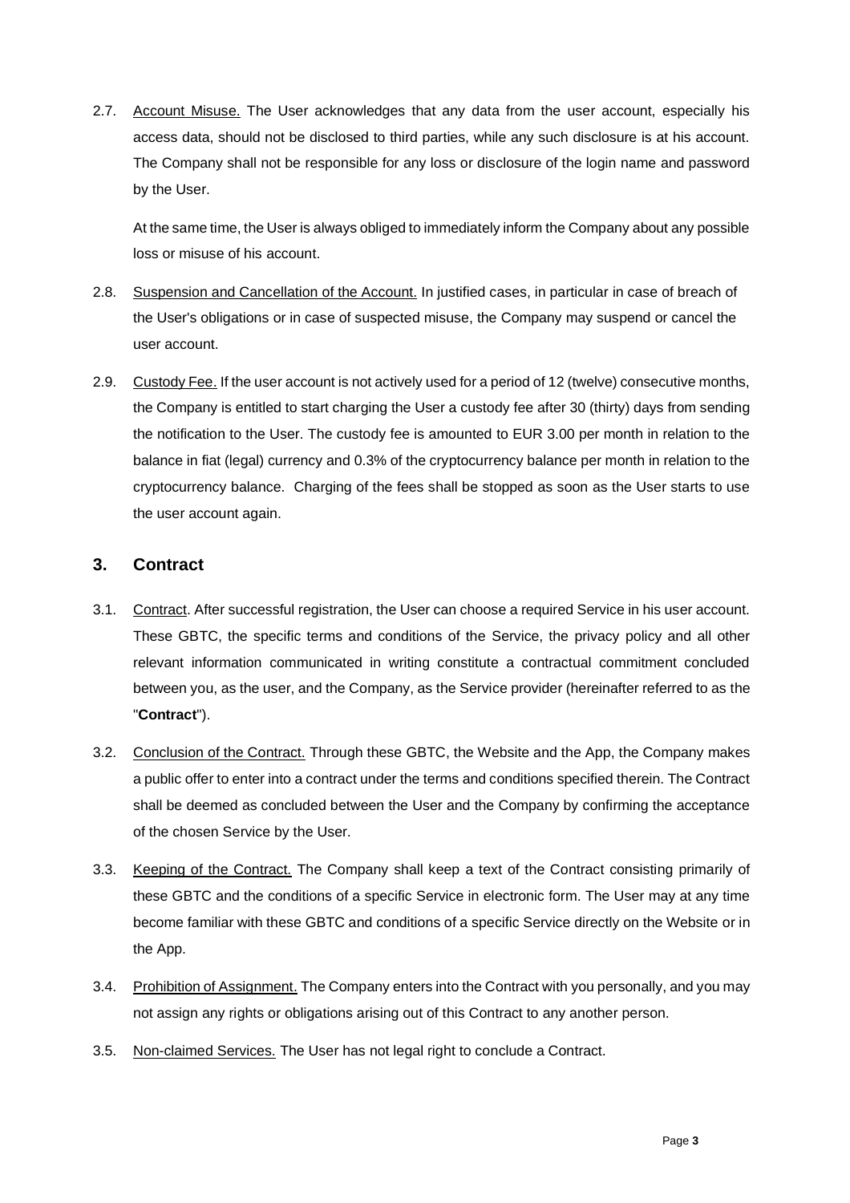2.7. Account Misuse. The User acknowledges that any data from the user account, especially his access data, should not be disclosed to third parties, while any such disclosure is at his account. The Company shall not be responsible for any loss or disclosure of the login name and password by the User.

At the same time, the User is always obliged to immediately inform the Company about any possible loss or misuse of his account.

2.8. Suspension and Cancellation of the Account. In justified cases, in particular in case of breach of the User's obligations or in case of suspected misuse, the Company may suspend or cancel the user account.

2.9. Custody Fee. If the user account is not actively used for a period of 12 (twelve) consecutive months, the Company is entitled to start charging the User a custody fee after 30 (thirty) days from sending the notification to the User. The custody fee is amounted to EUR 3.00 per month in relation to the balance in fiat (legal) currency and 0.3% of the cryptocurrency balance per month in relation to the cryptocurrency balance. Charging of the fees shall be stopped as soon as the User starts to use the user account again.

## 3. Contract

3.1. Contract. After successful registration, the User can choose a required Service in his user account. These GBTC, the specific terms and conditions of the Service, the privacy policy and all other relevant information communicated in writing constitute a contractual commitment concluded between you, as the user, and the Company, as the Service provider (hereinafter referred to as the "**Contract**").

3.2. Conclusion of the Contract. Through these GBTC, the Website and the App, the Company makes a public offer to enter into a contract under the terms and conditions specified therein. The Contract shall be deemed as concluded between the User and the Company by confirming the acceptance of the chosen Service by the User.

3.3. Keeping of the Contract. The Company shall keep a text of the Contract consisting primarily of these GBTC and the conditions of a specific Service in electronic form. The User may at any time become familiar with these GBTC and conditions of a specific Service directly on the Website or in the App.

3.4. Prohibition of Assignment. The Company enters into the Contract with you personally, and you may not assign any rights or obligations arising out of this Contract to any another person.

3.5. Non-claimed Services. The User has not legal right to conclude a Contract.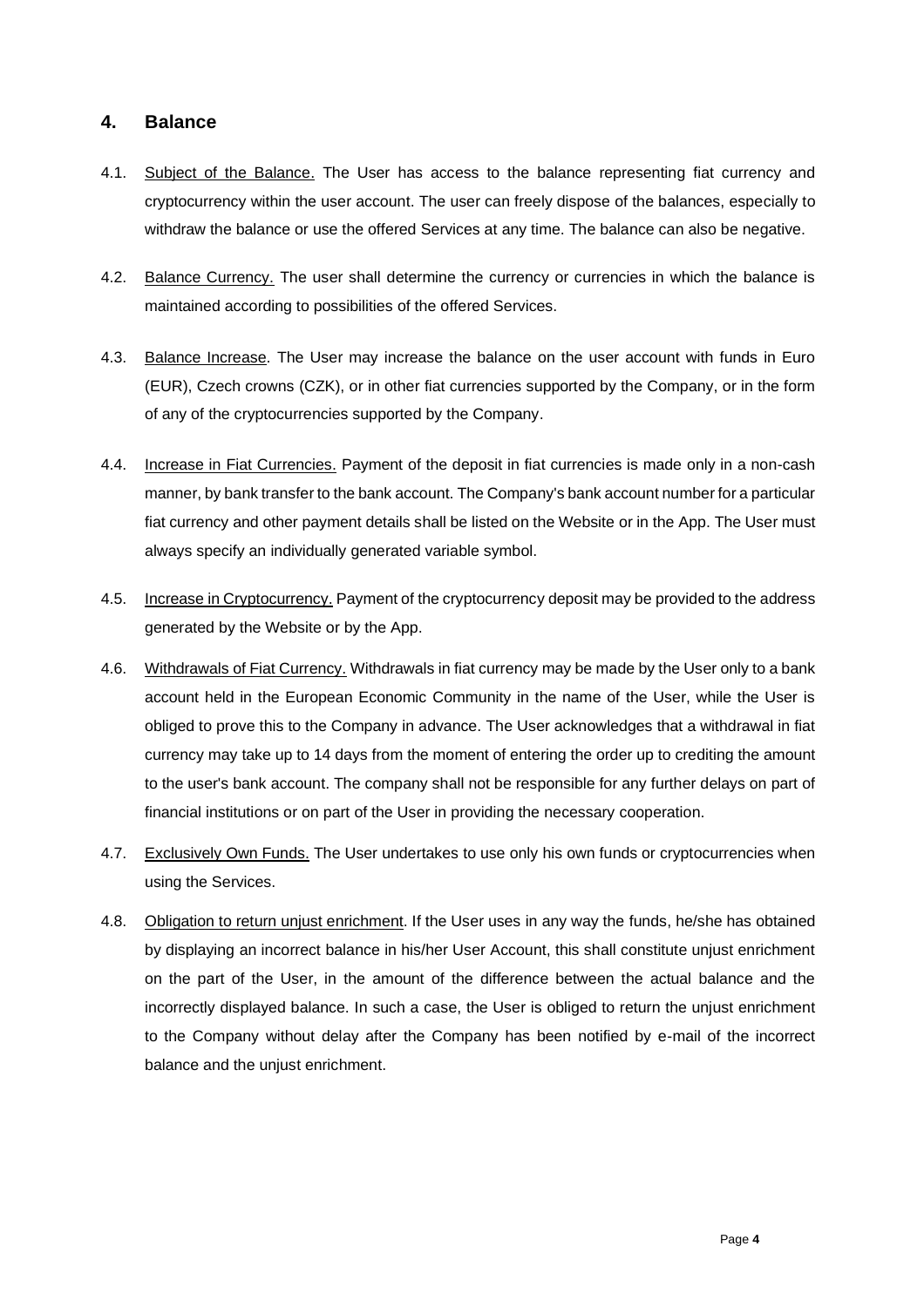## 4. Balance

4.1. Subject of the Balance. The User has access to the balance representing fiat currency and cryptocurrency within the user account. The user can freely dispose of the balances, especially to withdraw the balance or use the offered Services at any time. The balance can also be negative.

4.2. Balance Currency. The user shall determine the currency or currencies in which the balance is maintained according to possibilities of the offered Services.

4.3. Balance Increase. The User may increase the balance on the user account with funds in Euro (EUR), Czech crowns (CZK), or in other fiat currencies supported by the Company, or in the form of any of the cryptocurrencies supported by the Company.

4.4. Increase in Fiat Currencies. Payment of the deposit in fiat currencies is made only in a non-cash manner, by bank transfer to the bank account. The Company's bank account number for a particular fiat currency and other payment details shall be listed on the Website or in the App. The User must always specify an individually generated variable symbol.

4.5. Increase in Cryptocurrency. Payment of the cryptocurrency deposit may be provided to the address generated by the Website or by the App.

4.6. Withdrawals of Fiat Currency. Withdrawals in fiat currency may be made by the User only to a bank account held in the European Economic Community in the name of the User, while the User is obliged to prove this to the Company in advance. The User acknowledges that a withdrawal in fiat currency may take up to 14 days from the moment of entering the order up to crediting the amount to the user's bank account. The company shall not be responsible for any further delays on part of financial institutions or on part of the User in providing the necessary cooperation.

4.7. Exclusively Own Funds. The User undertakes to use only his own funds or cryptocurrencies when using the Services.

4.8. Obligation to return unjust enrichment. If the User uses in any way the funds, he/she has obtained by displaying an incorrect balance in his/her User Account, this shall constitute unjust enrichment on the part of the User, in the amount of the difference between the actual balance and the incorrectly displayed balance. In such a case, the User is obliged to return the unjust enrichment to the Company without delay after the Company has been notified by e-mail of the incorrect balance and the unjust enrichment.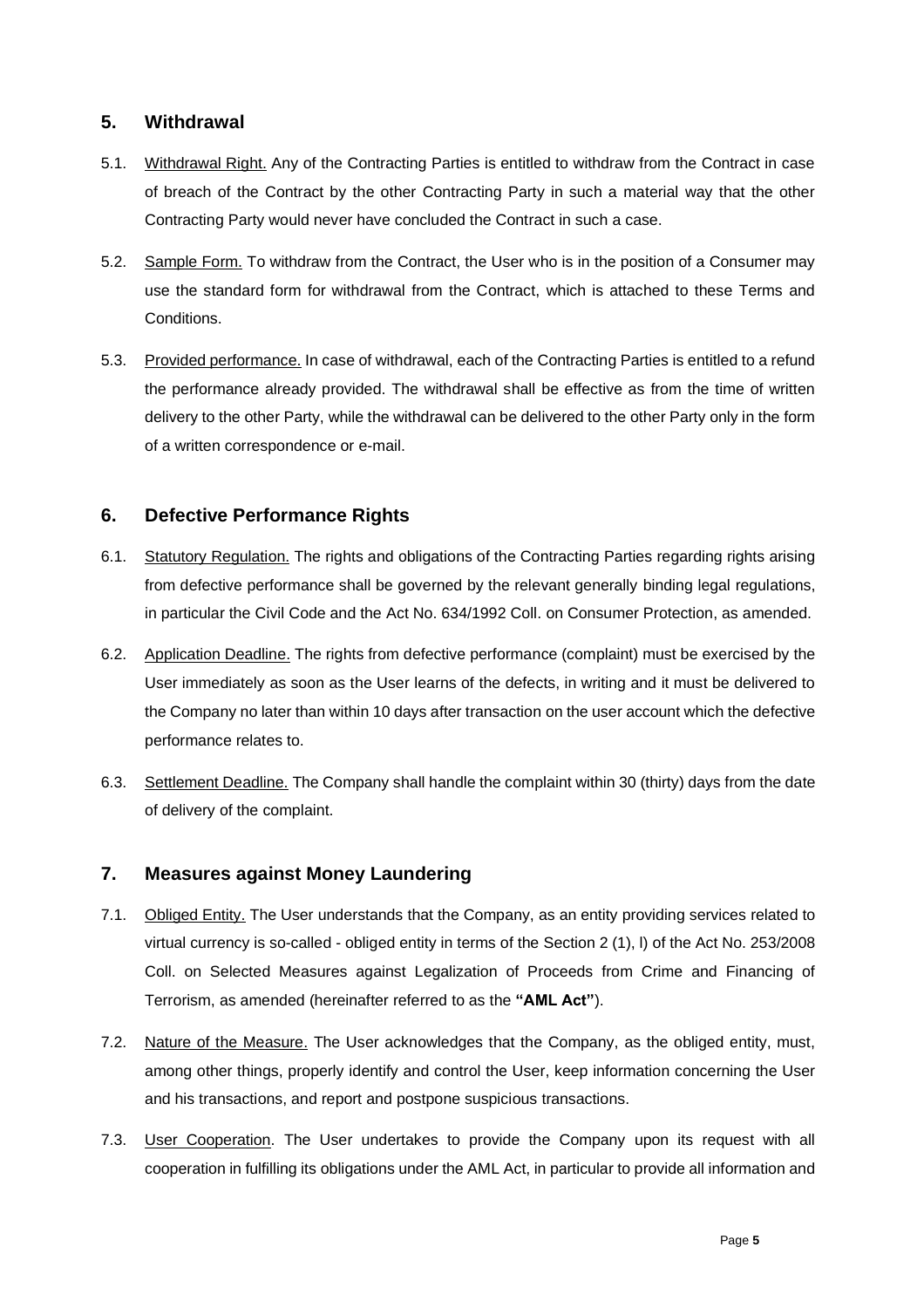## 5. Withdrawal

5.1. Withdrawal Right. Any of the Contracting Parties is entitled to withdraw from the Contract in case of breach of the Contract by the other Contracting Party in such a material way that the other Contracting Party would never have concluded the Contract in such a case.

5.2. Sample Form. To withdraw from the Contract, the User who is in the position of a Consumer may use the standard form for withdrawal from the Contract, which is attached to these Terms and Conditions.

5.3. Provided performance. In case of withdrawal, each of the Contracting Parties is entitled to a refund the performance already provided. The withdrawal shall be effective as from the time of written delivery to the other Party, while the withdrawal can be delivered to the other Party only in the form of a written correspondence or e-mail.

## 6. Defective Performance Rights

6.1. Statutory Regulation. The rights and obligations of the Contracting Parties regarding rights arising from defective performance shall be governed by the relevant generally binding legal regulations, in particular the Civil Code and the Act No. 634/1992 Coll. on Consumer Protection, as amended.

6.2. Application Deadline. The rights from defective performance (complaint) must be exercised by the User immediately as soon as the User learns of the defects, in writing and it must be delivered to the Company no later than within 10 days after transaction on the user account which the defective performance relates to.

6.3. Settlement Deadline. The Company shall handle the complaint within 30 (thirty) days from the date of delivery of the complaint.

## 7. Measures against Money Laundering

7.1. Obliged Entity. The User understands that the Company, as an entity providing services related to virtual currency is so-called - obliged entity in terms of the Section 2 (1), l) of the Act No. 253/2008 Coll. on Selected Measures against Legalization of Proceeds from Crime and Financing of Terrorism, as amended (hereinafter referred to as the **"AML Act"**).

7.2. Nature of the Measure. The User acknowledges that the Company, as the obliged entity, must, among other things, properly identify and control the User, keep information concerning the User and his transactions, and report and postpone suspicious transactions.

7.3. User Cooperation. The User undertakes to provide the Company upon its request with all cooperation in fulfilling its obligations under the AML Act, in particular to provide all information and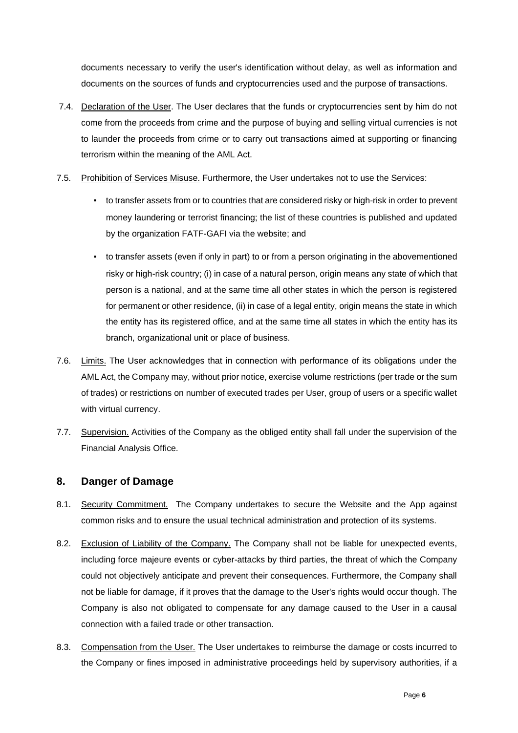documents necessary to verify the user's identification without delay, as well as information and documents on the sources of funds and cryptocurrencies used and the purpose of transactions.

7.4. Declaration of the User. The User declares that the funds or cryptocurrencies sent by him do not come from the proceeds from crime and the purpose of buying and selling virtual currencies is not to launder the proceeds from crime or to carry out transactions aimed at supporting or financing terrorism within the meaning of the AML Act.

7.5. Prohibition of Services Misuse. Furthermore, the User undertakes not to use the Services:

- to transfer assets from or to countries that are considered risky or high-risk in order to prevent money laundering or terrorist financing; the list of these countries is published and updated by the organization FATF-GAFI via the website; and
- to transfer assets (even if only in part) to or from a person originating in the abovementioned risky or high-risk country; (i) in case of a natural person, origin means any state of which that person is a national, and at the same time all other states in which the person is registered for permanent or other residence, (ii) in case of a legal entity, origin means the state in which the entity has its registered office, and at the same time all states in which the entity has its branch, organizational unit or place of business.

7.6. Limits. The User acknowledges that in connection with performance of its obligations under the AML Act, the Company may, without prior notice, exercise volume restrictions (per trade or the sum of trades) or restrictions on number of executed trades per User, group of users or a specific wallet with virtual currency.

7.7. Supervision. Activities of the Company as the obliged entity shall fall under the supervision of the Financial Analysis Office.

## 8. Danger of Damage

8.1. Security Commitment. The Company undertakes to secure the Website and the App against common risks and to ensure the usual technical administration and protection of its systems.

8.2. Exclusion of Liability of the Company. The Company shall not be liable for unexpected events, including force majeure events or cyber-attacks by third parties, the threat of which the Company could not objectively anticipate and prevent their consequences. Furthermore, the Company shall not be liable for damage, if it proves that the damage to the User's rights would occur though. The Company is also not obligated to compensate for any damage caused to the User in a causal connection with a failed trade or other transaction.

8.3. Compensation from the User. The User undertakes to reimburse the damage or costs incurred to the Company or fines imposed in administrative proceedings held by supervisory authorities, if a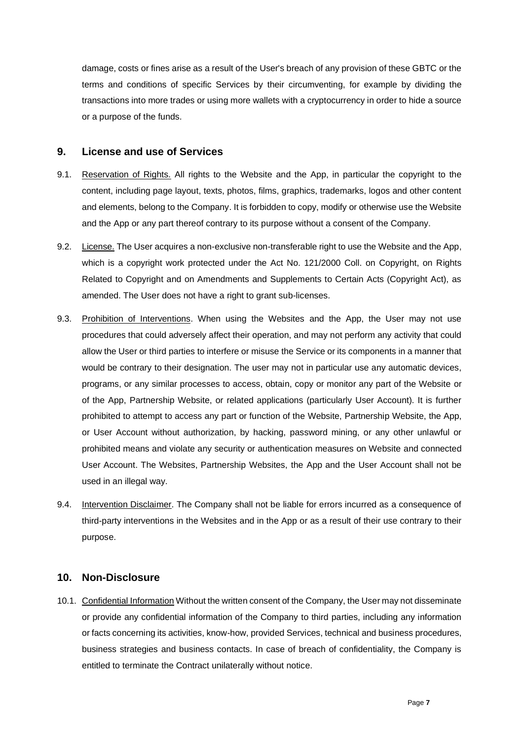damage, costs or fines arise as a result of the User's breach of any provision of these GBTC or the terms and conditions of specific Services by their circumventing, for example by dividing the transactions into more trades or using more wallets with a cryptocurrency in order to hide a source or a purpose of the funds.

## 9. License and use of Services

9.1. Reservation of Rights. All rights to the Website and the App, in particular the copyright to the content, including page layout, texts, photos, films, graphics, trademarks, logos and other content and elements, belong to the Company. It is forbidden to copy, modify or otherwise use the Website and the App or any part thereof contrary to its purpose without a consent of the Company.

9.2. License. The User acquires a non-exclusive non-transferable right to use the Website and the App, which is a copyright work protected under the Act No. 121/2000 Coll. on Copyright, on Rights Related to Copyright and on Amendments and Supplements to Certain Acts (Copyright Act), as amended. The User does not have a right to grant sub-licenses.

9.3. Prohibition of Interventions. When using the Websites and the App, the User may not use procedures that could adversely affect their operation, and may not perform any activity that could allow the User or third parties to interfere or misuse the Service or its components in a manner that would be contrary to their designation. The user may not in particular use any automatic devices, programs, or any similar processes to access, obtain, copy or monitor any part of the Website or of the App, Partnership Website, or related applications (particularly User Account). It is further prohibited to attempt to access any part or function of the Website, Partnership Website, the App, or User Account without authorization, by hacking, password mining, or any other unlawful or prohibited means and violate any security or authentication measures on Website and connected User Account. The Websites, Partnership Websites, the App and the User Account shall not be used in an illegal way.

9.4. Intervention Disclaimer. The Company shall not be liable for errors incurred as a consequence of third-party interventions in the Websites and in the App or as a result of their use contrary to their purpose.

## 10. Non-Disclosure

10.1. Confidential Information Without the written consent of the Company, the User may not disseminate or provide any confidential information of the Company to third parties, including any information or facts concerning its activities, know-how, provided Services, technical and business procedures, business strategies and business contacts. In case of breach of confidentiality, the Company is entitled to terminate the Contract unilaterally without notice.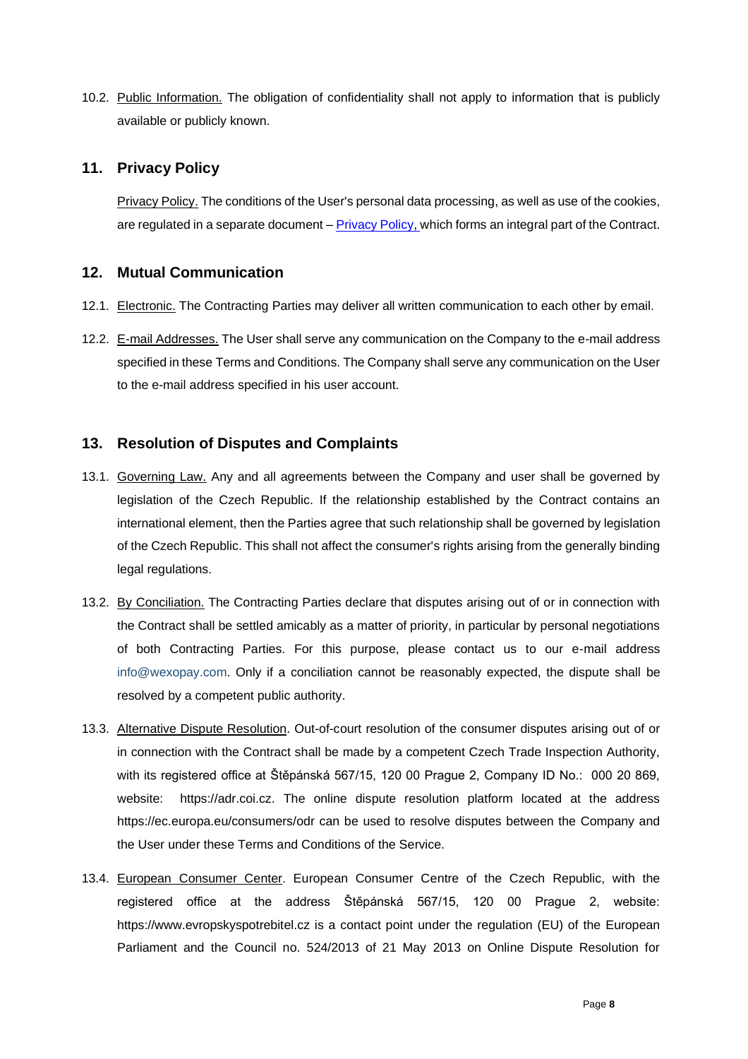10.2. Public Information. The obligation of confidentiality shall not apply to information that is publicly available or publicly known.

## 11. Privacy Policy

Privacy Policy. The conditions of the User's personal data processing, as well as use of the cookies, are regulated in a separate document – Privacy Policy, which forms an integral part of the Contract.

## 12. Mutual Communication

12.1. Electronic. The Contracting Parties may deliver all written communication to each other by email.

12.2. E-mail Addresses. The User shall serve any communication on the Company to the e-mail address specified in these Terms and Conditions. The Company shall serve any communication on the User to the e-mail address specified in his user account.

## 13. Resolution of Disputes and Complaints

13.1. Governing Law. Any and all agreements between the Company and user shall be governed by legislation of the Czech Republic. If the relationship established by the Contract contains an international element, then the Parties agree that such relationship shall be governed by legislation of the Czech Republic. This shall not affect the consumer's rights arising from the generally binding legal regulations.

13.2. By Conciliation. The Contracting Parties declare that disputes arising out of or in connection with the Contract shall be settled amicably as a matter of priority, in particular by personal negotiations of both Contracting Parties. For this purpose, please contact us to our e-mail address info@wexopay.com. Only if a conciliation cannot be reasonably expected, the dispute shall be resolved by a competent public authority.

13.3. Alternative Dispute Resolution. Out-of-court resolution of the consumer disputes arising out of or in connection with the Contract shall be made by a competent Czech Trade Inspection Authority, with its registered office at Štěpánská 567/15, 120 00 Prague 2, Company ID No.: 000 20 869, website: https://adr.coi.cz. The online dispute resolution platform located at the address https://ec.europa.eu/consumers/odr can be used to resolve disputes between the Company and the User under these Terms and Conditions of the Service.

13.4. European Consumer Center. European Consumer Centre of the Czech Republic, with the registered office at the address Štěpánská 567/15, 120 00 Prague 2, website: https://www.evropskyspotrebitel.cz is a contact point under the regulation (EU) of the European Parliament and the Council no. 524/2013 of 21 May 2013 on Online Dispute Resolution for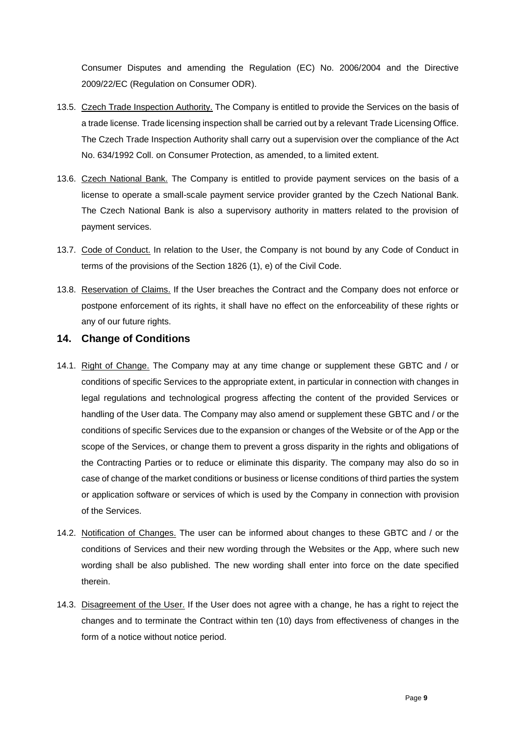Consumer Disputes and amending the Regulation (EC) No. 2006/2004 and the Directive 2009/22/EC (Regulation on Consumer ODR).

13.5. Czech Trade Inspection Authority. The Company is entitled to provide the Services on the basis of a trade license. Trade licensing inspection shall be carried out by a relevant Trade Licensing Office. The Czech Trade Inspection Authority shall carry out a supervision over the compliance of the Act No. 634/1992 Coll. on Consumer Protection, as amended, to a limited extent.

13.6. Czech National Bank. The Company is entitled to provide payment services on the basis of a license to operate a small-scale payment service provider granted by the Czech National Bank. The Czech National Bank is also a supervisory authority in matters related to the provision of payment services.

13.7. Code of Conduct. In relation to the User, the Company is not bound by any Code of Conduct in terms of the provisions of the Section 1826 (1), e) of the Civil Code.

13.8. Reservation of Claims. If the User breaches the Contract and the Company does not enforce or postpone enforcement of its rights, it shall have no effect on the enforceability of these rights or any of our future rights.

## 14. Change of Conditions

14.1. Right of Change. The Company may at any time change or supplement these GBTC and / or conditions of specific Services to the appropriate extent, in particular in connection with changes in legal regulations and technological progress affecting the content of the provided Services or handling of the User data. The Company may also amend or supplement these GBTC and / or the conditions of specific Services due to the expansion or changes of the Website or of the App or the scope of the Services, or change them to prevent a gross disparity in the rights and obligations of the Contracting Parties or to reduce or eliminate this disparity. The company may also do so in case of change of the market conditions or business or license conditions of third parties the system or application software or services of which is used by the Company in connection with provision of the Services.

14.2. Notification of Changes. The user can be informed about changes to these GBTC and / or the conditions of Services and their new wording through the Websites or the App, where such new wording shall be also published. The new wording shall enter into force on the date specified therein.

14.3. Disagreement of the User. If the User does not agree with a change, he has a right to reject the changes and to terminate the Contract within ten (10) days from effectiveness of changes in the form of a notice without notice period.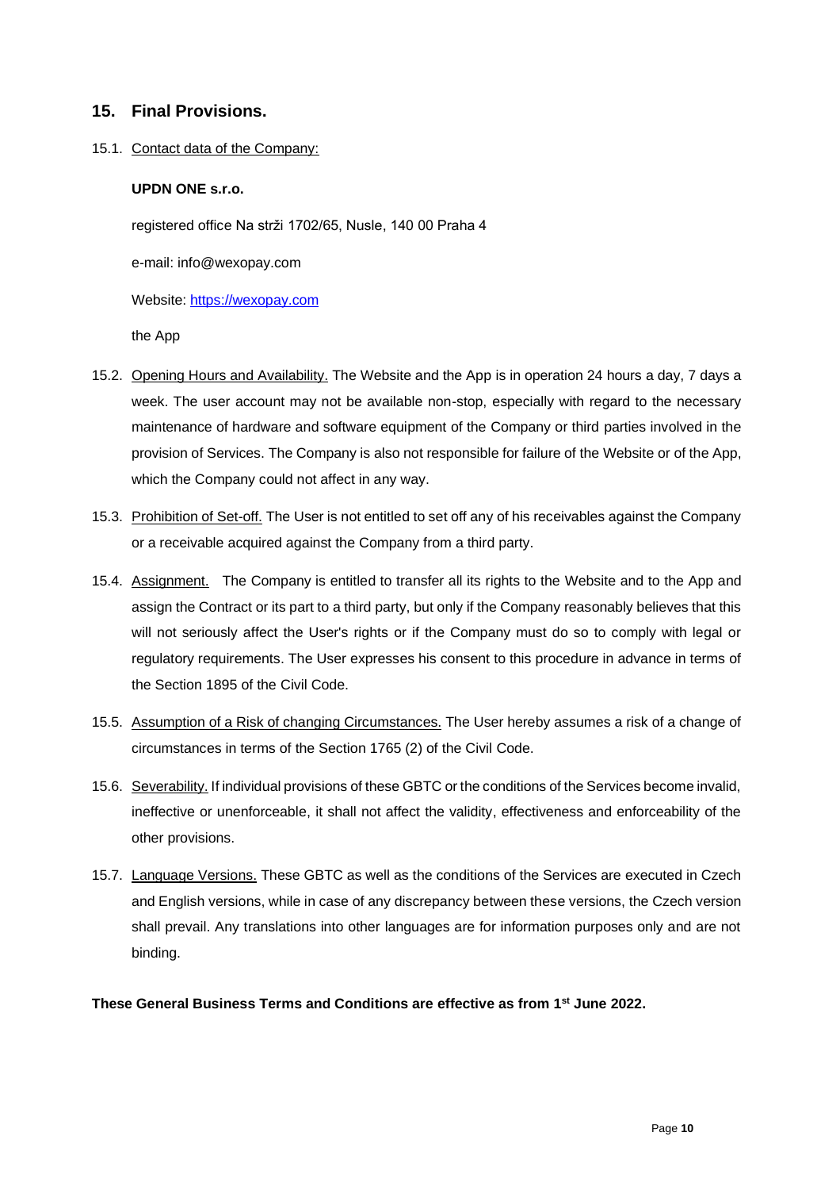## 15. Final Provisions.

15.1. Contact data of the Company:

**UPDN ONE s.r.o.**

registered office Na strži 1702/65, Nusle, 140 00 Praha 4

e-mail: info@wexopay.com

Website: https://wexopay.com

the App

15.2. Opening Hours and Availability. The Website and the App is in operation 24 hours a day, 7 days a week. The user account may not be available non-stop, especially with regard to the necessary maintenance of hardware and software equipment of the Company or third parties involved in the provision of Services. The Company is also not responsible for failure of the Website or of the App, which the Company could not affect in any way.

15.3. Prohibition of Set-off. The User is not entitled to set off any of his receivables against the Company or a receivable acquired against the Company from a third party.

15.4. Assignment. The Company is entitled to transfer all its rights to the Website and to the App and assign the Contract or its part to a third party, but only if the Company reasonably believes that this will not seriously affect the User's rights or if the Company must do so to comply with legal or regulatory requirements. The User expresses his consent to this procedure in advance in terms of the Section 1895 of the Civil Code.

15.5. Assumption of a Risk of changing Circumstances. The User hereby assumes a risk of a change of circumstances in terms of the Section 1765 (2) of the Civil Code.

15.6. Severability. If individual provisions of these GBTC or the conditions of the Services become invalid, ineffective or unenforceable, it shall not affect the validity, effectiveness and enforceability of the other provisions.

15.7. Language Versions. These GBTC as well as the conditions of the Services are executed in Czech and English versions, while in case of any discrepancy between these versions, the Czech version shall prevail. Any translations into other languages are for information purposes only and are not binding.

**These General Business Terms and Conditions are effective as from 1st June 2022.**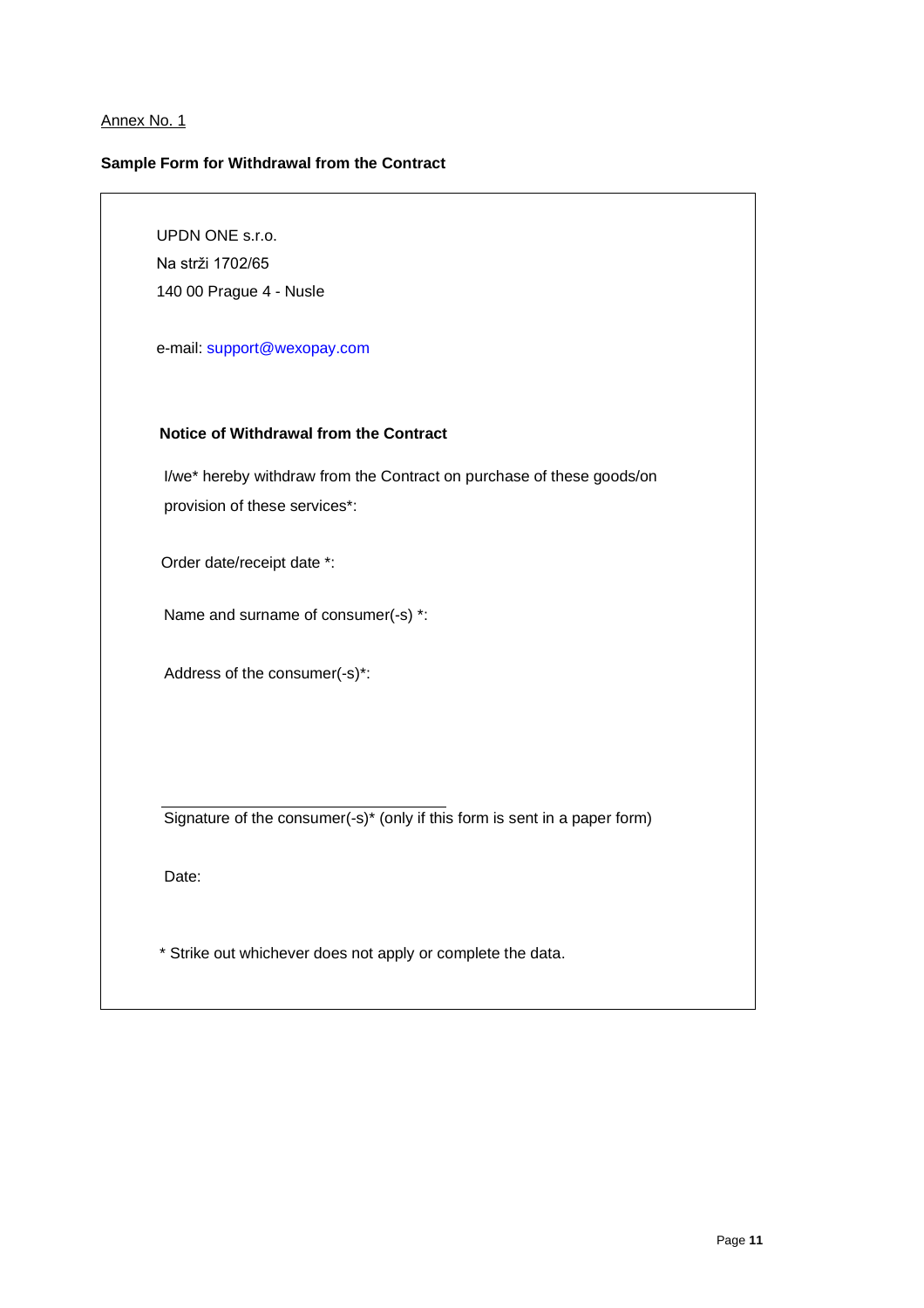Annex No. 1

**Sample Form for Withdrawal from the Contract**

UPDN ONE s.r.o.
Na strži 1702/65
140 00 Prague 4 - Nusle

e-mail: support@wexopay.com

**Notice of Withdrawal from the Contract**

I/we* hereby withdraw from the Contract on purchase of these goods/on provision of these services*:

Order date/receipt date *:

Name and surname of consumer(-s) *:

Address of the consumer(-s)*:

_______________________________

Signature of the consumer(-s)* (only if this form is sent in a paper form)

Date:

* Strike out whichever does not apply or complete the data.